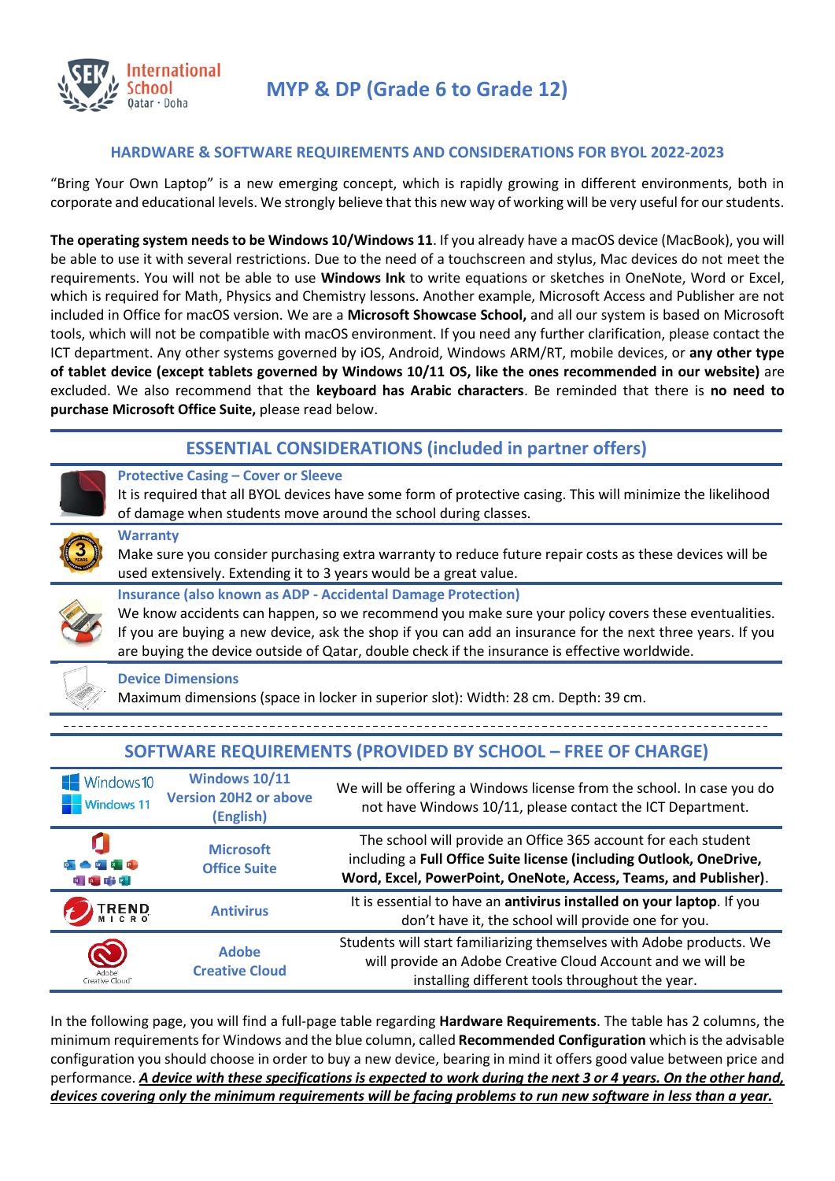# MYP & DP (Grade 6 to Grade 12)

## HARDWARE & SOFTWARE REQUIREMENTS AND CONSIDERATIONS FOR BYOL 2022-2023

"Bring Your Own Laptop" is a new emerging concept, which is rapidly growing in different environments, both in corporate and educational levels. We strongly believe that this new way of working will be very useful for our students.

**The operating system needs to be Windows 10/Windows 11**. If you already have a macOS device (MacBook), you will be able to use it with several restrictions. Due to the need of a touchscreen and stylus, Mac devices do not meet the requirements. You will not be able to use **Windows Ink** to write equations or sketches in OneNote, Word or Excel, which is required for Math, Physics and Chemistry lessons. Another example, Microsoft Access and Publisher are not included in Office for macOS version. We are a **Microsoft Showcase School,** and all our system is based on Microsoft tools, which will not be compatible with macOS environment. If you need any further clarification, please contact the ICT department. Any other systems governed by iOS, Android, Windows ARM/RT, mobile devices, or **any other type of tablet device (except tablets governed by Windows 10/11 OS, like the ones recommended in our website)** are excluded. We also recommend that the **keyboard has Arabic characters**. Be reminded that there is **no need to purchase Microsoft Office Suite,** please read below.

## ESSENTIAL CONSIDERATIONS (included in partner offers)

**Protective Casing – Cover or Sleeve**
It is required that all BYOL devices have some form of protective casing. This will minimize the likelihood of damage when students move around the school during classes.

**Warranty**
Make sure you consider purchasing extra warranty to reduce future repair costs as these devices will be used extensively. Extending it to 3 years would be a great value.

**Insurance (also known as ADP - Accidental Damage Protection)**
We know accidents can happen, so we recommend you make sure your policy covers these eventualities. If you are buying a new device, ask the shop if you can add an insurance for the next three years. If you are buying the device outside of Qatar, double check if the insurance is effective worldwide.

**Device Dimensions**
Maximum dimensions (space in locker in superior slot): Width: 28 cm. Depth: 39 cm.

## SOFTWARE REQUIREMENTS (PROVIDED BY SCHOOL – FREE OF CHARGE)

| | | |
|---|---|---|
| Windows 10 / Windows 11 | **Windows 10/11 Version 20H2 or above (English)** | We will be offering a Windows license from the school. In case you do not have Windows 10/11, please contact the ICT Department. |
| | **Microsoft Office Suite** | The school will provide an Office 365 account for each student including a **Full Office Suite license (including Outlook, OneDrive, Word, Excel, PowerPoint, OneNote, Access, Teams, and Publisher)**. |
| TREND MICRO | **Antivirus** | It is essential to have an **antivirus installed on your laptop**. If you don't have it, the school will provide one for you. |
| Adobe Creative Cloud | **Adobe Creative Cloud** | Students will start familiarizing themselves with Adobe products. We will provide an Adobe Creative Cloud Account and we will be installing different tools throughout the year. |

In the following page, you will find a full-page table regarding **Hardware Requirements**. The table has 2 columns, the minimum requirements for Windows and the blue column, called **Recommended Configuration** which is the advisable configuration you should choose in order to buy a new device, bearing in mind it offers good value between price and performance. ***A device with these specifications is expected to work during the next 3 or 4 years. On the other hand, devices covering only the minimum requirements will be facing problems to run new software in less than a year.***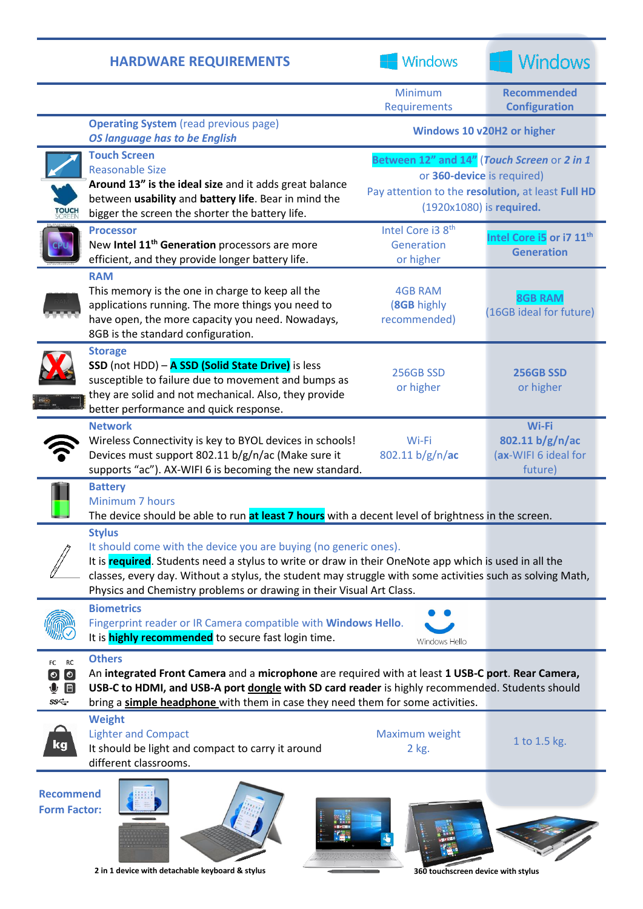| HARDWARE REQUIREMENTS | Windows Minimum Requirements | Windows Recommended Configuration |
|---|---|---|
| **Operating System** (read previous page) *OS language has to be English* | Windows 10 v20H2 or higher | |
| **Touch Screen** Reasonable Size **Around 13" is the ideal size** and it adds great balance between **usability** and **battery life**. Bear in mind the bigger the screen the shorter the battery life. | **Between 12" and 14"** (*Touch Screen* or *2 in 1* or **360-device** is required) Pay attention to the **resolution,** at least **Full HD** (1920x1080) is **required.** | |
| **Processor** New **Intel 11th Generation** processors are more efficient, and they provide longer battery life. | Intel Core i3 8th Generation or higher | **Intel Core i5 or i7 11th Generation** |
| **RAM** This memory is the one in charge to keep all the applications running. The more things you need to have open, the more capacity you need. Nowadays, 8GB is the standard configuration. | 4GB RAM (**8GB** highly recommended) | **8GB RAM** (16GB ideal for future) |
| **Storage** **SSD** (not HDD) – **A SSD (Solid State Drive)** is less susceptible to failure due to movement and bumps as they are solid and not mechanical. Also, they provide better performance and quick response. | 256GB SSD or higher | **256GB SSD** or higher |
| **Network** Wireless Connectivity is key to BYOL devices in schools! Devices must support 802.11 b/g/n/ac (Make sure it supports "ac"). AX-WIFI 6 is becoming the new standard. | Wi-Fi 802.11 b/g/n/**ac** | **Wi-Fi 802.11 b/g/n/ac** (**ax**-WIFI 6 ideal for future) |
| **Battery** Minimum 7 hours The device should be able to run **at least 7 hours** with a decent level of brightness in the screen. | | |
| **Stylus** It should come with the device you are buying (no generic ones). It is **required**. Students need a stylus to write or draw in their OneNote app which is used in all the classes, every day. Without a stylus, the student may struggle with some activities such as solving Math, Physics and Chemistry problems or drawing in their Visual Art Class. | | |
| **Biometrics** Fingerprint reader or IR Camera compatible with **Windows Hello**. It is **highly recommended** to secure fast login time. | Windows Hello | |
| **Others** An **integrated Front Camera** and a **microphone** are required with at least **1 USB-C port**. **Rear Camera, USB-C to HDMI, and USB-A port dongle with SD card reader** is highly recommended. Students should bring a **simple headphone** with them in case they need them for some activities. | | |
| **Weight** Lighter and Compact It should be light and compact to carry it around different classrooms. | Maximum weight 2 kg. | 1 to 1.5 kg. |

**Recommend Form Factor:**

2 in 1 device with detachable keyboard & stylus

360 touchscreen device with stylus